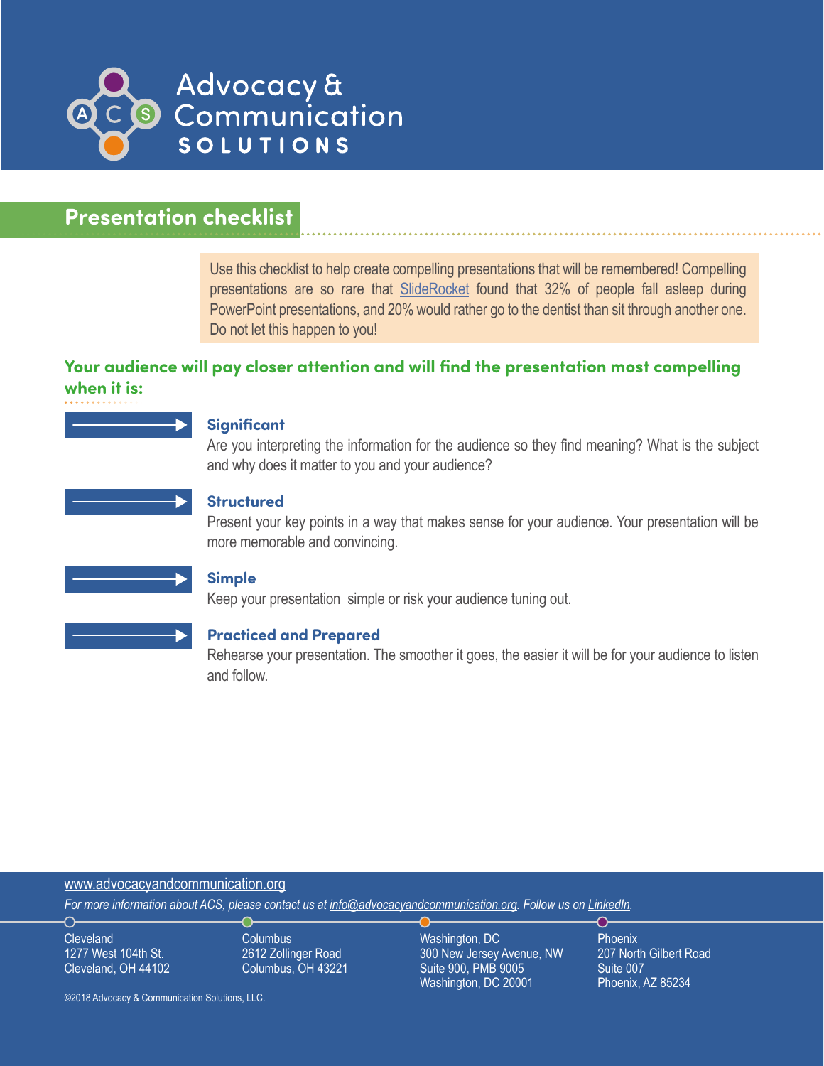Advocacy & Communication SOLUTIONS

# Presentation checklist

Use this checklist to help create compelling presentations that will be remembered! Compelling presentations are so rare that [SlideRocket](SlideRocket) found that 32% of people fall asleep during PowerPoint presentations, and 20% would rather go to the dentist than sit through another one. Do not let this happen to you!

## Your audience will pay closer attention and will find the presentation most compelling when it is:

### Significant

Are you interpreting the information for the audience so they find meaning? What is the subject and why does it matter to you and your audience?

### Structured

Present your key points in a way that makes sense for your audience. Your presentation will be more memorable and convincing.

### Simple

Keep your presentation simple or risk your audience tuning out.

### Practiced and Prepared

Rehearse your presentation. The smoother it goes, the easier it will be for your audience to listen and follow.

www.advocacyandcommunication.org

*For more information about ACS, please contact us at info@advocacyandcommunication.org. Follow us on LinkedIn.*

Cleveland
1277 West 104th St.
Cleveland, OH 44102

Columbus
2612 Zollinger Road
Columbus, OH 43221

Washington, DC
300 New Jersey Avenue, NW
Suite 900, PMB 9005
Washington, DC 20001

Phoenix
207 North Gilbert Road
Suite 007
Phoenix, AZ 85234

©2018 Advocacy & Communication Solutions, LLC.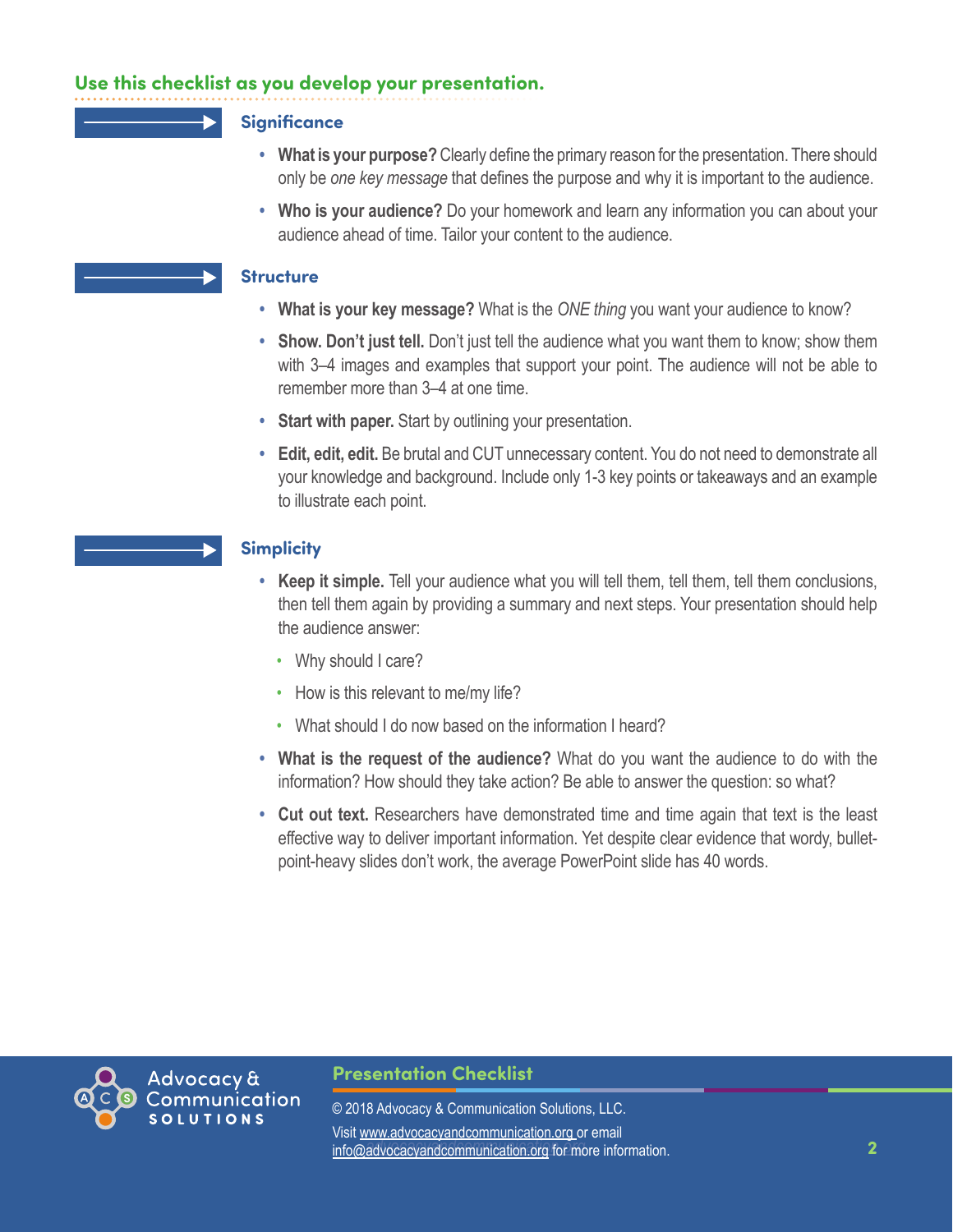## Use this checklist as you develop your presentation.

### Significance

- **What is your purpose?** Clearly define the primary reason for the presentation. There should only be *one key message* that defines the purpose and why it is important to the audience.
- **Who is your audience?** Do your homework and learn any information you can about your audience ahead of time. Tailor your content to the audience.

### Structure

- **What is your key message?** What is the *ONE thing* you want your audience to know?
- **Show. Don't just tell.** Don't just tell the audience what you want them to know; show them with 3–4 images and examples that support your point. The audience will not be able to remember more than 3–4 at one time.
- **Start with paper.** Start by outlining your presentation.
- **Edit, edit, edit.** Be brutal and CUT unnecessary content. You do not need to demonstrate all your knowledge and background. Include only 1-3 key points or takeaways and an example to illustrate each point.

### Simplicity

- **Keep it simple.** Tell your audience what you will tell them, tell them, tell them conclusions, then tell them again by providing a summary and next steps. Your presentation should help the audience answer:
  - Why should I care?
  - How is this relevant to me/my life?
  - What should I do now based on the information I heard?
- **What is the request of the audience?** What do you want the audience to do with the information? How should they take action? Be able to answer the question: so what?
- **Cut out text.** Researchers have demonstrated time and time again that text is the least effective way to deliver important information. Yet despite clear evidence that wordy, bullet-point-heavy slides don't work, the average PowerPoint slide has 40 words.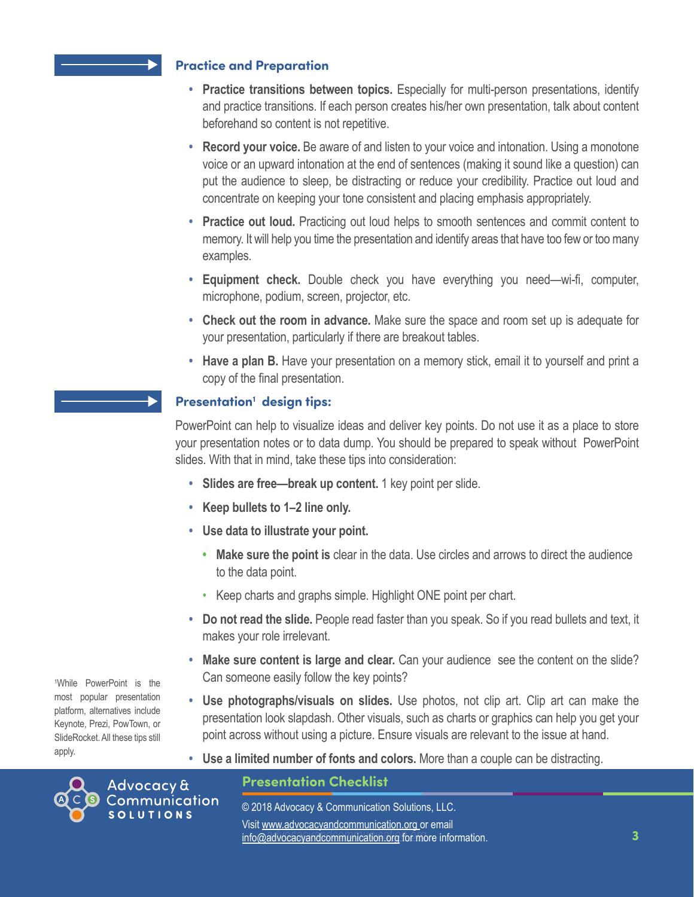## Practice and Preparation

- **Practice transitions between topics.** Especially for multi-person presentations, identify and practice transitions. If each person creates his/her own presentation, talk about content beforehand so content is not repetitive.
- **Record your voice.** Be aware of and listen to your voice and intonation. Using a monotone voice or an upward intonation at the end of sentences (making it sound like a question) can put the audience to sleep, be distracting or reduce your credibility. Practice out loud and concentrate on keeping your tone consistent and placing emphasis appropriately.
- **Practice out loud.** Practicing out loud helps to smooth sentences and commit content to memory. It will help you time the presentation and identify areas that have too few or too many examples.
- **Equipment check.** Double check you have everything you need—wi-fi, computer, microphone, podium, screen, projector, etc.
- **Check out the room in advance.** Make sure the space and room set up is adequate for your presentation, particularly if there are breakout tables.
- **Have a plan B.** Have your presentation on a memory stick, email it to yourself and print a copy of the final presentation.

## Presentation[1] design tips:

PowerPoint can help to visualize ideas and deliver key points. Do not use it as a place to store your presentation notes or to data dump. You should be prepared to speak without PowerPoint slides. With that in mind, take these tips into consideration:

- **Slides are free—break up content.** 1 key point per slide.
- **Keep bullets to 1–2 line only.**
- **Use data to illustrate your point.**
  - **Make sure the point is** clear in the data. Use circles and arrows to direct the audience to the data point.
  - Keep charts and graphs simple. Highlight ONE point per chart.
- **Do not read the slide.** People read faster than you speak. So if you read bullets and text, it makes your role irrelevant.
- **Make sure content is large and clear.** Can your audience see the content on the slide? Can someone easily follow the key points?
- **Use photographs/visuals on slides.** Use photos, not clip art. Clip art can make the presentation look slapdash. Other visuals, such as charts or graphics can help you get your point across without using a picture. Ensure visuals are relevant to the issue at hand.
- **Use a limited number of fonts and colors.** More than a couple can be distracting.

[1]While PowerPoint is the most popular presentation platform, alternatives include Keynote, Prezi, PowTown, or SlideRocket. All these tips still apply.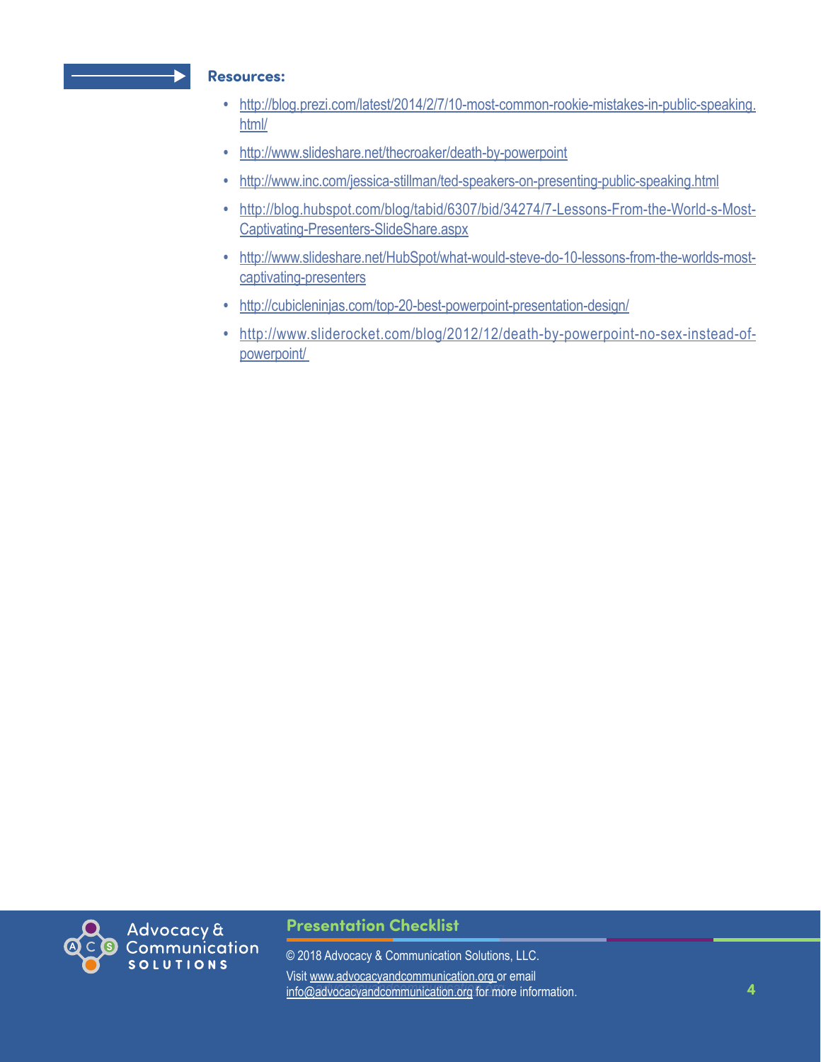## Resources:

- http://blog.prezi.com/latest/2014/2/7/10-most-common-rookie-mistakes-in-public-speaking.html/
- http://www.slideshare.net/thecroaker/death-by-powerpoint
- http://www.inc.com/jessica-stillman/ted-speakers-on-presenting-public-speaking.html
- http://blog.hubspot.com/blog/tabid/6307/bid/34274/7-Lessons-From-the-World-s-Most-Captivating-Presenters-SlideShare.aspx
- http://www.slideshare.net/HubSpot/what-would-steve-do-10-lessons-from-the-worlds-most-captivating-presenters
- http://cubicleninjas.com/top-20-best-powerpoint-presentation-design/
- http://www.sliderocket.com/blog/2012/12/death-by-powerpoint-no-sex-instead-of-powerpoint/